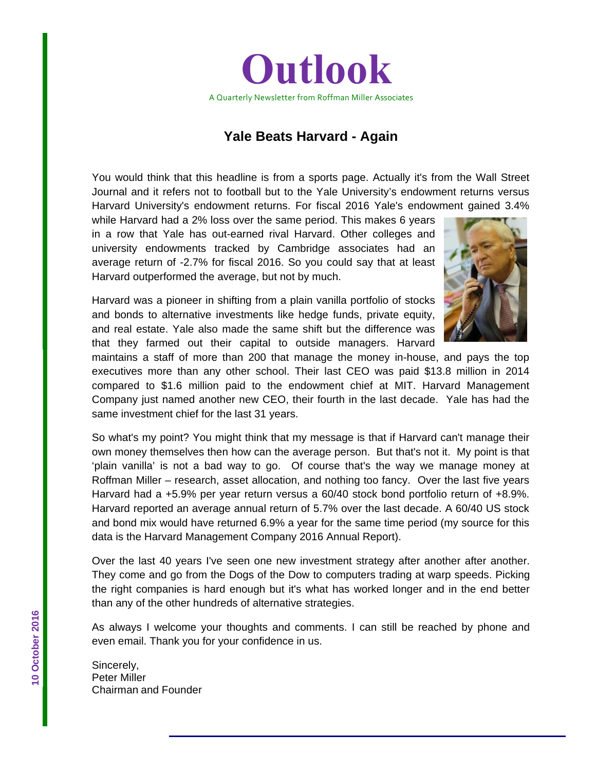# Outlook

A Quarterly Newsletter from Roffman Miller Associates

## Yale Beats Harvard - Again

You would think that this headline is from a sports page. Actually it's from the Wall Street Journal and it refers not to football but to the Yale University's endowment returns versus Harvard University's endowment returns. For fiscal 2016 Yale's endowment gained 3.4% while Harvard had a 2% loss over the same period. This makes 6 years in a row that Yale has out-earned rival Harvard. Other colleges and university endowments tracked by Cambridge associates had an average return of -2.7% for fiscal 2016. So you could say that at least Harvard outperformed the average, but not by much.

Harvard was a pioneer in shifting from a plain vanilla portfolio of stocks and bonds to alternative investments like hedge funds, private equity, and real estate. Yale also made the same shift but the difference was that they farmed out their capital to outside managers. Harvard maintains a staff of more than 200 that manage the money in-house, and pays the top executives more than any other school. Their last CEO was paid $13.8 million in 2014 compared to $1.6 million paid to the endowment chief at MIT. Harvard Management Company just named another new CEO, their fourth in the last decade. Yale has had the same investment chief for the last 31 years.

So what's my point? You might think that my message is that if Harvard can't manage their own money themselves then how can the average person. But that's not it. My point is that 'plain vanilla' is not a bad way to go. Of course that's the way we manage money at Roffman Miller – research, asset allocation, and nothing too fancy. Over the last five years Harvard had a +5.9% per year return versus a 60/40 stock bond portfolio return of +8.9%. Harvard reported an average annual return of 5.7% over the last decade. A 60/40 US stock and bond mix would have returned 6.9% a year for the same time period (my source for this data is the Harvard Management Company 2016 Annual Report).

Over the last 40 years I've seen one new investment strategy after another after another. They come and go from the Dogs of the Dow to computers trading at warp speeds. Picking the right companies is hard enough but it's what has worked longer and in the end better than any of the other hundreds of alternative strategies.

As always I welcome your thoughts and comments. I can still be reached by phone and even email. Thank you for your confidence in us.

Sincerely,
Peter Miller
Chairman and Founder

10 October 2016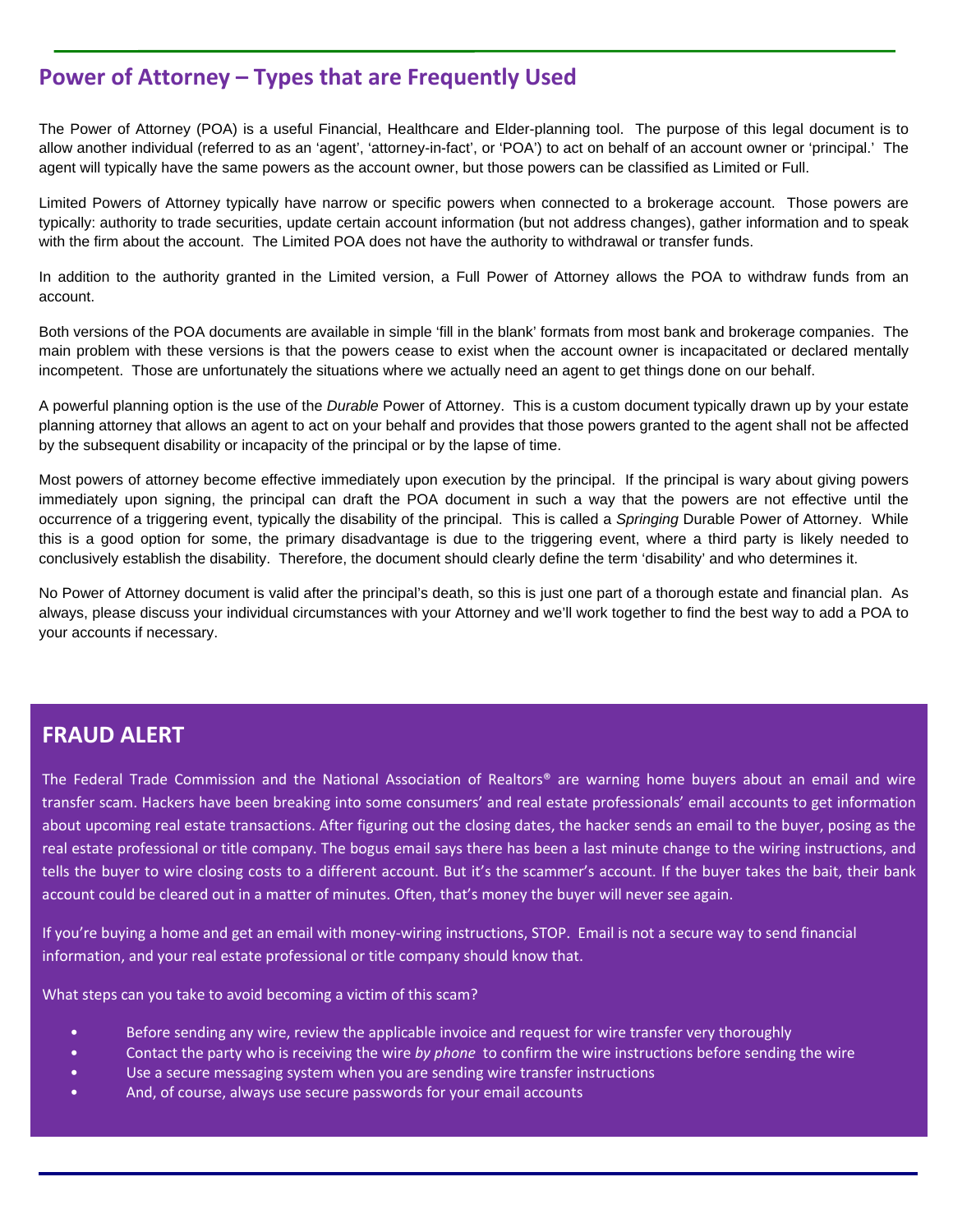## Power of Attorney – Types that are Frequently Used

The Power of Attorney (POA) is a useful Financial, Healthcare and Elder-planning tool. The purpose of this legal document is to allow another individual (referred to as an 'agent', 'attorney-in-fact', or 'POA') to act on behalf of an account owner or 'principal.' The agent will typically have the same powers as the account owner, but those powers can be classified as Limited or Full.

Limited Powers of Attorney typically have narrow or specific powers when connected to a brokerage account. Those powers are typically: authority to trade securities, update certain account information (but not address changes), gather information and to speak with the firm about the account. The Limited POA does not have the authority to withdrawal or transfer funds.

In addition to the authority granted in the Limited version, a Full Power of Attorney allows the POA to withdraw funds from an account.

Both versions of the POA documents are available in simple 'fill in the blank' formats from most bank and brokerage companies. The main problem with these versions is that the powers cease to exist when the account owner is incapacitated or declared mentally incompetent. Those are unfortunately the situations where we actually need an agent to get things done on our behalf.

A powerful planning option is the use of the *Durable* Power of Attorney. This is a custom document typically drawn up by your estate planning attorney that allows an agent to act on your behalf and provides that those powers granted to the agent shall not be affected by the subsequent disability or incapacity of the principal or by the lapse of time.

Most powers of attorney become effective immediately upon execution by the principal. If the principal is wary about giving powers immediately upon signing, the principal can draft the POA document in such a way that the powers are not effective until the occurrence of a triggering event, typically the disability of the principal. This is called a *Springing* Durable Power of Attorney. While this is a good option for some, the primary disadvantage is due to the triggering event, where a third party is likely needed to conclusively establish the disability. Therefore, the document should clearly define the term 'disability' and who determines it.

No Power of Attorney document is valid after the principal's death, so this is just one part of a thorough estate and financial plan. As always, please discuss your individual circumstances with your Attorney and we'll work together to find the best way to add a POA to your accounts if necessary.

## FRAUD ALERT

The Federal Trade Commission and the National Association of Realtors® are warning home buyers about an email and wire transfer scam. Hackers have been breaking into some consumers' and real estate professionals' email accounts to get information about upcoming real estate transactions. After figuring out the closing dates, the hacker sends an email to the buyer, posing as the real estate professional or title company. The bogus email says there has been a last minute change to the wiring instructions, and tells the buyer to wire closing costs to a different account. But it's the scammer's account. If the buyer takes the bait, their bank account could be cleared out in a matter of minutes. Often, that's money the buyer will never see again.

If you're buying a home and get an email with money-wiring instructions, STOP. Email is not a secure way to send financial information, and your real estate professional or title company should know that.

What steps can you take to avoid becoming a victim of this scam?

- Before sending any wire, review the applicable invoice and request for wire transfer very thoroughly
- Contact the party who is receiving the wire *by phone* to confirm the wire instructions before sending the wire
- Use a secure messaging system when you are sending wire transfer instructions
- And, of course, always use secure passwords for your email accounts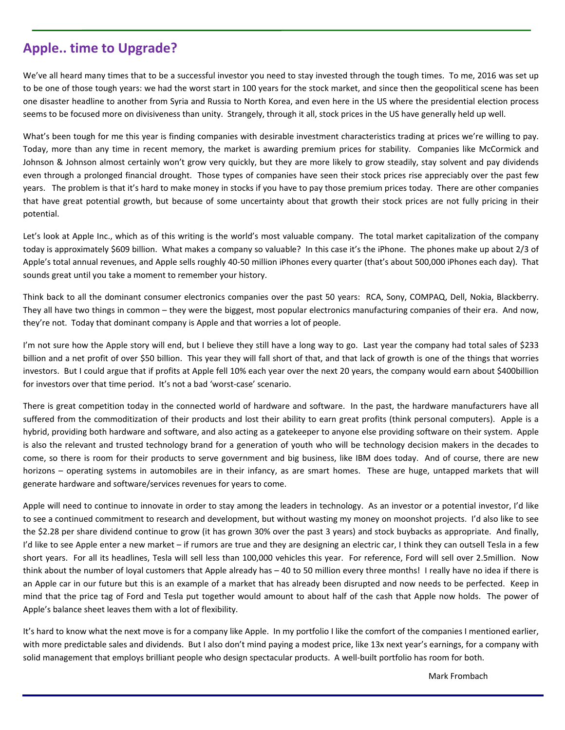## Apple.. time to Upgrade?

We've all heard many times that to be a successful investor you need to stay invested through the tough times. To me, 2016 was set up to be one of those tough years: we had the worst start in 100 years for the stock market, and since then the geopolitical scene has been one disaster headline to another from Syria and Russia to North Korea, and even here in the US where the presidential election process seems to be focused more on divisiveness than unity. Strangely, through it all, stock prices in the US have generally held up well.

What's been tough for me this year is finding companies with desirable investment characteristics trading at prices we're willing to pay. Today, more than any time in recent memory, the market is awarding premium prices for stability. Companies like McCormick and Johnson & Johnson almost certainly won't grow very quickly, but they are more likely to grow steadily, stay solvent and pay dividends even through a prolonged financial drought. Those types of companies have seen their stock prices rise appreciably over the past few years. The problem is that it's hard to make money in stocks if you have to pay those premium prices today. There are other companies that have great potential growth, but because of some uncertainty about that growth their stock prices are not fully pricing in their potential.

Let's look at Apple Inc., which as of this writing is the world's most valuable company. The total market capitalization of the company today is approximately $609 billion. What makes a company so valuable? In this case it's the iPhone. The phones make up about 2/3 of Apple's total annual revenues, and Apple sells roughly 40-50 million iPhones every quarter (that's about 500,000 iPhones each day). That sounds great until you take a moment to remember your history.

Think back to all the dominant consumer electronics companies over the past 50 years: RCA, Sony, COMPAQ, Dell, Nokia, Blackberry. They all have two things in common – they were the biggest, most popular electronics manufacturing companies of their era. And now, they're not. Today that dominant company is Apple and that worries a lot of people.

I'm not sure how the Apple story will end, but I believe they still have a long way to go. Last year the company had total sales of $233 billion and a net profit of over $50 billion. This year they will fall short of that, and that lack of growth is one of the things that worries investors. But I could argue that if profits at Apple fell 10% each year over the next 20 years, the company would earn about $400billion for investors over that time period. It's not a bad 'worst-case' scenario.

There is great competition today in the connected world of hardware and software. In the past, the hardware manufacturers have all suffered from the commoditization of their products and lost their ability to earn great profits (think personal computers). Apple is a hybrid, providing both hardware and software, and also acting as a gatekeeper to anyone else providing software on their system. Apple is also the relevant and trusted technology brand for a generation of youth who will be technology decision makers in the decades to come, so there is room for their products to serve government and big business, like IBM does today. And of course, there are new horizons – operating systems in automobiles are in their infancy, as are smart homes. These are huge, untapped markets that will generate hardware and software/services revenues for years to come.

Apple will need to continue to innovate in order to stay among the leaders in technology. As an investor or a potential investor, I'd like to see a continued commitment to research and development, but without wasting my money on moonshot projects. I'd also like to see the $2.28 per share dividend continue to grow (it has grown 30% over the past 3 years) and stock buybacks as appropriate. And finally, I'd like to see Apple enter a new market – if rumors are true and they are designing an electric car, I think they can outsell Tesla in a few short years. For all its headlines, Tesla will sell less than 100,000 vehicles this year. For reference, Ford will sell over 2.5million. Now think about the number of loyal customers that Apple already has – 40 to 50 million every three months! I really have no idea if there is an Apple car in our future but this is an example of a market that has already been disrupted and now needs to be perfected. Keep in mind that the price tag of Ford and Tesla put together would amount to about half of the cash that Apple now holds. The power of Apple's balance sheet leaves them with a lot of flexibility.

It's hard to know what the next move is for a company like Apple. In my portfolio I like the comfort of the companies I mentioned earlier, with more predictable sales and dividends. But I also don't mind paying a modest price, like 13x next year's earnings, for a company with solid management that employs brilliant people who design spectacular products. A well-built portfolio has room for both.

Mark Frombach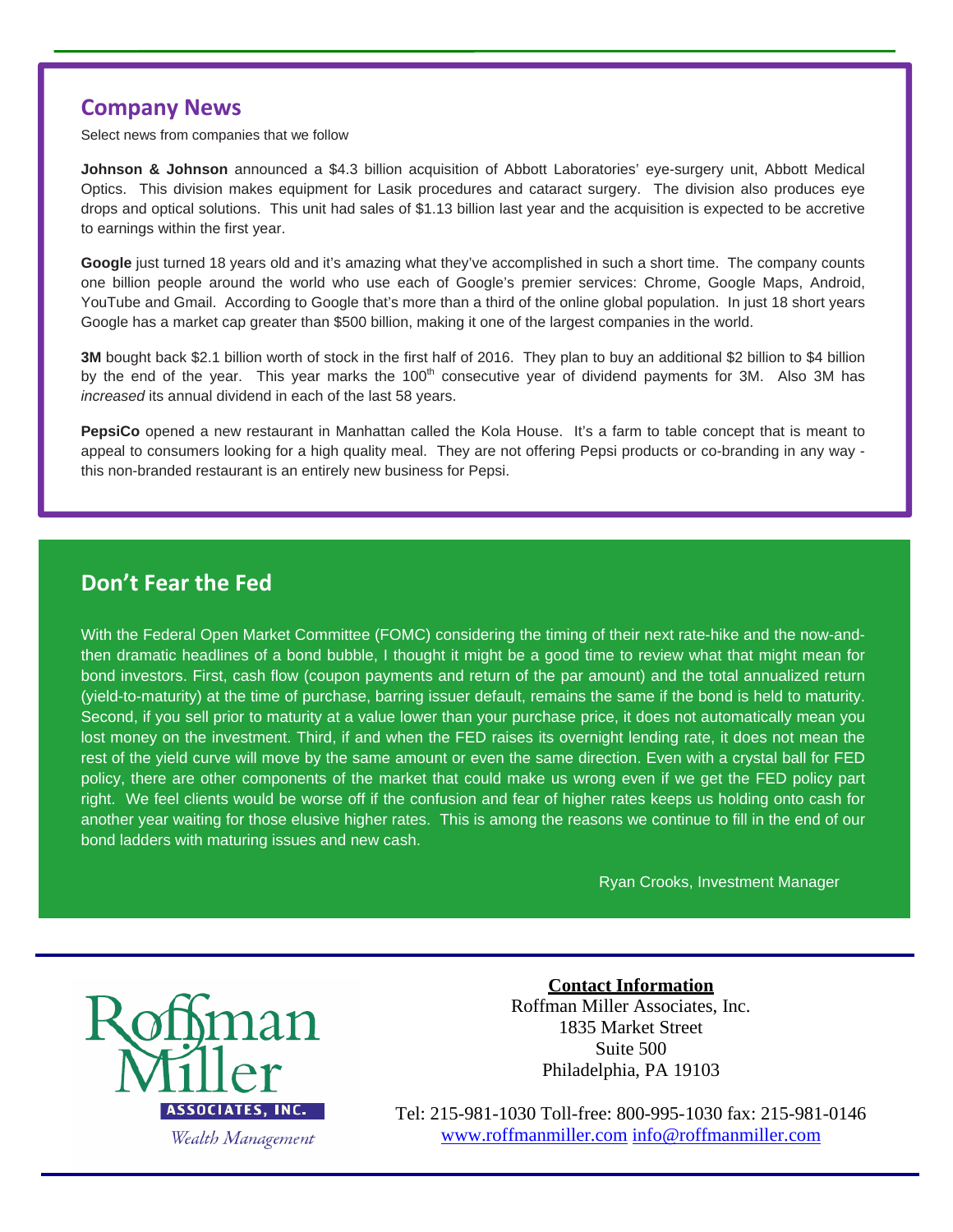## Company News

Select news from companies that we follow

**Johnson & Johnson** announced a $4.3 billion acquisition of Abbott Laboratories' eye-surgery unit, Abbott Medical Optics. This division makes equipment for Lasik procedures and cataract surgery. The division also produces eye drops and optical solutions. This unit had sales of $1.13 billion last year and the acquisition is expected to be accretive to earnings within the first year.

**Google** just turned 18 years old and it's amazing what they've accomplished in such a short time. The company counts one billion people around the world who use each of Google's premier services: Chrome, Google Maps, Android, YouTube and Gmail. According to Google that's more than a third of the online global population. In just 18 short years Google has a market cap greater than $500 billion, making it one of the largest companies in the world.

**3M** bought back $2.1 billion worth of stock in the first half of 2016. They plan to buy an additional $2 billion to $4 billion by the end of the year. This year marks the 100th consecutive year of dividend payments for 3M. Also 3M has *increased* its annual dividend in each of the last 58 years.

**PepsiCo** opened a new restaurant in Manhattan called the Kola House. It's a farm to table concept that is meant to appeal to consumers looking for a high quality meal. They are not offering Pepsi products or co-branding in any way - this non-branded restaurant is an entirely new business for Pepsi.

## Don't Fear the Fed

With the Federal Open Market Committee (FOMC) considering the timing of their next rate-hike and the now-and-then dramatic headlines of a bond bubble, I thought it might be a good time to review what that might mean for bond investors. First, cash flow (coupon payments and return of the par amount) and the total annualized return (yield-to-maturity) at the time of purchase, barring issuer default, remains the same if the bond is held to maturity. Second, if you sell prior to maturity at a value lower than your purchase price, it does not automatically mean you lost money on the investment. Third, if and when the FED raises its overnight lending rate, it does not mean the rest of the yield curve will move by the same amount or even the same direction. Even with a crystal ball for FED policy, there are other components of the market that could make us wrong even if we get the FED policy part right. We feel clients would be worse off if the confusion and fear of higher rates keeps us holding onto cash for another year waiting for those elusive higher rates. This is among the reasons we continue to fill in the end of our bond ladders with maturing issues and new cash.

Ryan Crooks, Investment Manager

Roffman Miller
ASSOCIATES, INC.
Wealth Management

**Contact Information**

Roffman Miller Associates, Inc.
1835 Market Street
Suite 500
Philadelphia, PA 19103

Tel: 215-981-1030 Toll-free: 800-995-1030 fax: 215-981-0146
www.roffmanmiller.com info@roffmanmiller.com